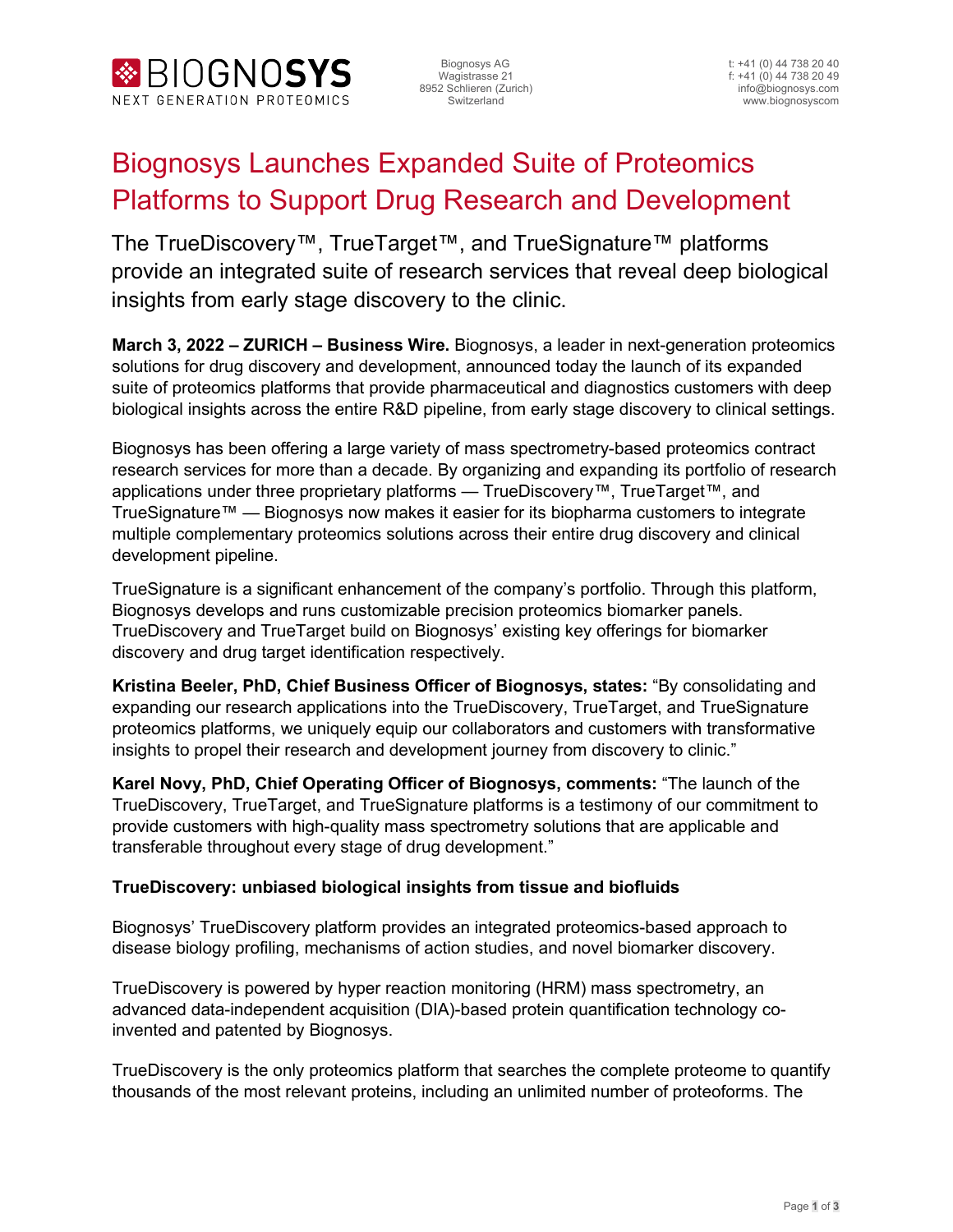BIOGNOSYS
NEXT GENERATION PROTEOMICS

Biognosys AG
Wagistrasse 21
8952 Schlieren (Zurich)
Switzerland

t: +41 (0) 44 738 20 40
f: +41 (0) 44 738 20 49
info@biognosys.com
www.biognosyscom

# Biognosys Launches Expanded Suite of Proteomics Platforms to Support Drug Research and Development

## The TrueDiscovery™, TrueTarget™, and TrueSignature™ platforms provide an integrated suite of research services that reveal deep biological insights from early stage discovery to the clinic.

**March 3, 2022 – ZURICH – Business Wire.** Biognosys, a leader in next-generation proteomics solutions for drug discovery and development, announced today the launch of its expanded suite of proteomics platforms that provide pharmaceutical and diagnostics customers with deep biological insights across the entire R&D pipeline, from early stage discovery to clinical settings.

Biognosys has been offering a large variety of mass spectrometry-based proteomics contract research services for more than a decade. By organizing and expanding its portfolio of research applications under three proprietary platforms — TrueDiscovery™, TrueTarget™, and TrueSignature™ — Biognosys now makes it easier for its biopharma customers to integrate multiple complementary proteomics solutions across their entire drug discovery and clinical development pipeline.

TrueSignature is a significant enhancement of the company's portfolio. Through this platform, Biognosys develops and runs customizable precision proteomics biomarker panels. TrueDiscovery and TrueTarget build on Biognosys' existing key offerings for biomarker discovery and drug target identification respectively.

**Kristina Beeler, PhD, Chief Business Officer of Biognosys, states:** "By consolidating and expanding our research applications into the TrueDiscovery, TrueTarget, and TrueSignature proteomics platforms, we uniquely equip our collaborators and customers with transformative insights to propel their research and development journey from discovery to clinic."

**Karel Novy, PhD, Chief Operating Officer of Biognosys, comments:** "The launch of the TrueDiscovery, TrueTarget, and TrueSignature platforms is a testimony of our commitment to provide customers with high-quality mass spectrometry solutions that are applicable and transferable throughout every stage of drug development."

### TrueDiscovery: unbiased biological insights from tissue and biofluids

Biognosys' TrueDiscovery platform provides an integrated proteomics-based approach to disease biology profiling, mechanisms of action studies, and novel biomarker discovery.

TrueDiscovery is powered by hyper reaction monitoring (HRM) mass spectrometry, an advanced data-independent acquisition (DIA)-based protein quantification technology co-invented and patented by Biognosys.

TrueDiscovery is the only proteomics platform that searches the complete proteome to quantify thousands of the most relevant proteins, including an unlimited number of proteoforms. The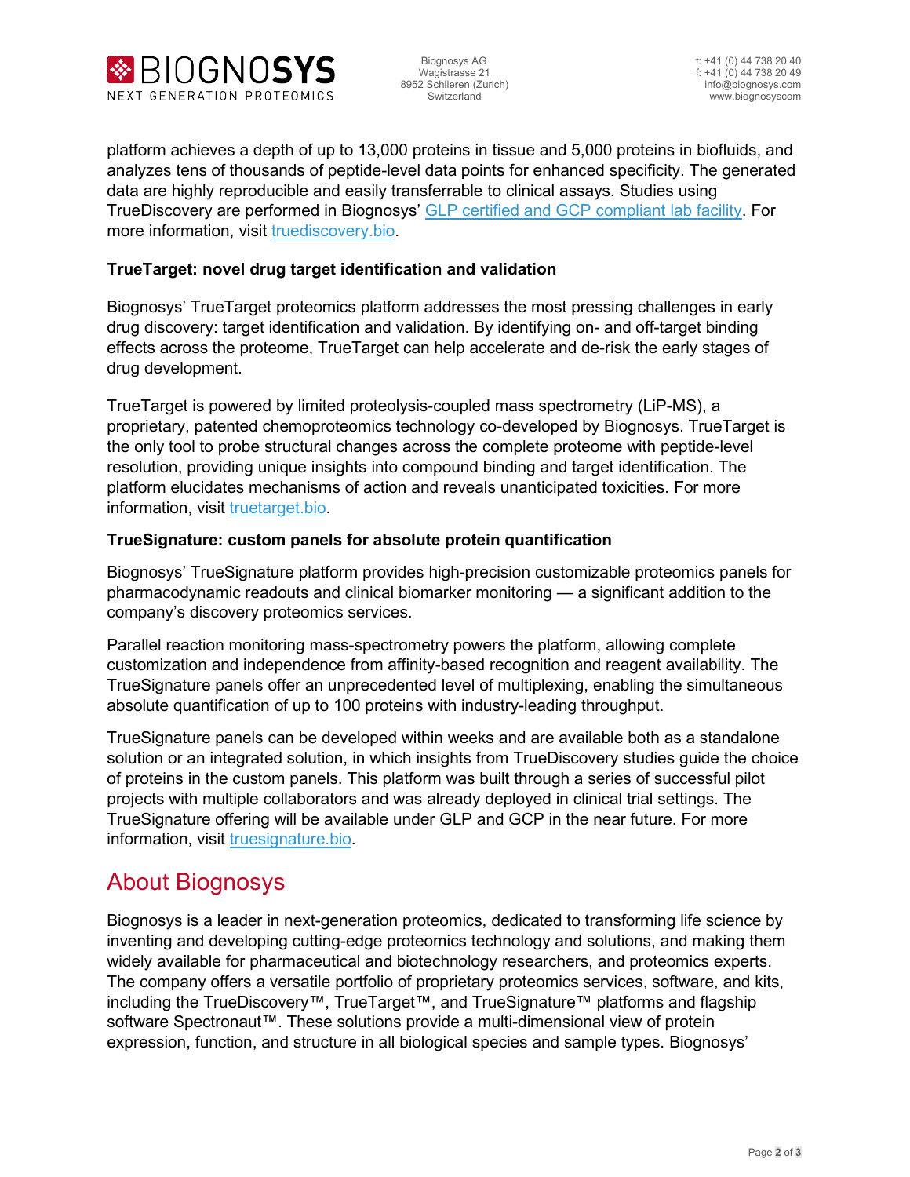platform achieves a depth of up to 13,000 proteins in tissue and 5,000 proteins in biofluids, and analyzes tens of thousands of peptide-level data points for enhanced specificity. The generated data are highly reproducible and easily transferrable to clinical assays. Studies using TrueDiscovery are performed in Biognosys' GLP certified and GCP compliant lab facility. For more information, visit truediscovery.bio.

**TrueTarget: novel drug target identification and validation**

Biognosys' TrueTarget proteomics platform addresses the most pressing challenges in early drug discovery: target identification and validation. By identifying on- and off-target binding effects across the proteome, TrueTarget can help accelerate and de-risk the early stages of drug development.

TrueTarget is powered by limited proteolysis-coupled mass spectrometry (LiP-MS), a proprietary, patented chemoproteomics technology co-developed by Biognosys. TrueTarget is the only tool to probe structural changes across the complete proteome with peptide-level resolution, providing unique insights into compound binding and target identification. The platform elucidates mechanisms of action and reveals unanticipated toxicities. For more information, visit truetarget.bio.

**TrueSignature: custom panels for absolute protein quantification**

Biognosys' TrueSignature platform provides high-precision customizable proteomics panels for pharmacodynamic readouts and clinical biomarker monitoring — a significant addition to the company's discovery proteomics services.

Parallel reaction monitoring mass-spectrometry powers the platform, allowing complete customization and independence from affinity-based recognition and reagent availability. The TrueSignature panels offer an unprecedented level of multiplexing, enabling the simultaneous absolute quantification of up to 100 proteins with industry-leading throughput.

TrueSignature panels can be developed within weeks and are available both as a standalone solution or an integrated solution, in which insights from TrueDiscovery studies guide the choice of proteins in the custom panels. This platform was built through a series of successful pilot projects with multiple collaborators and was already deployed in clinical trial settings. The TrueSignature offering will be available under GLP and GCP in the near future. For more information, visit truesignature.bio.

## About Biognosys

Biognosys is a leader in next-generation proteomics, dedicated to transforming life science by inventing and developing cutting-edge proteomics technology and solutions, and making them widely available for pharmaceutical and biotechnology researchers, and proteomics experts. The company offers a versatile portfolio of proprietary proteomics services, software, and kits, including the TrueDiscovery™, TrueTarget™, and TrueSignature™ platforms and flagship software Spectronaut™. These solutions provide a multi-dimensional view of protein expression, function, and structure in all biological species and sample types. Biognosys'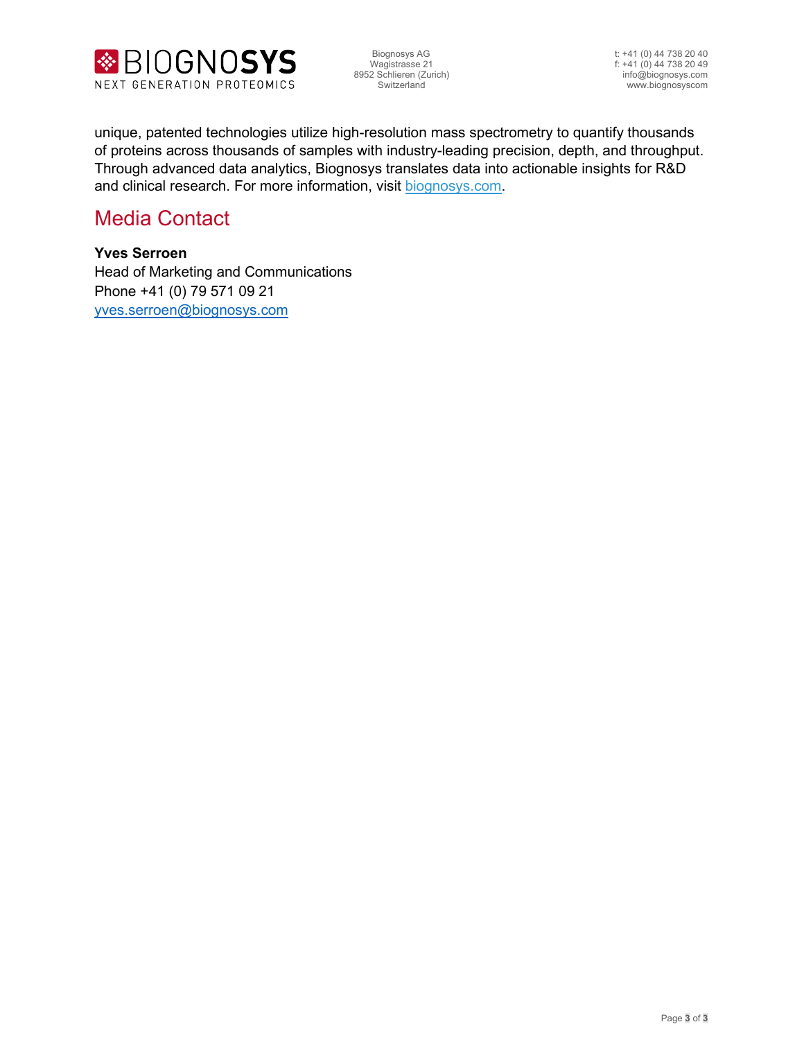unique, patented technologies utilize high-resolution mass spectrometry to quantify thousands of proteins across thousands of samples with industry-leading precision, depth, and throughput. Through advanced data analytics, Biognosys translates data into actionable insights for R&D and clinical research. For more information, visit biognosys.com.

## Media Contact

**Yves Serroen**
Head of Marketing and Communications
Phone +41 (0) 79 571 09 21
yves.serroen@biognosys.com